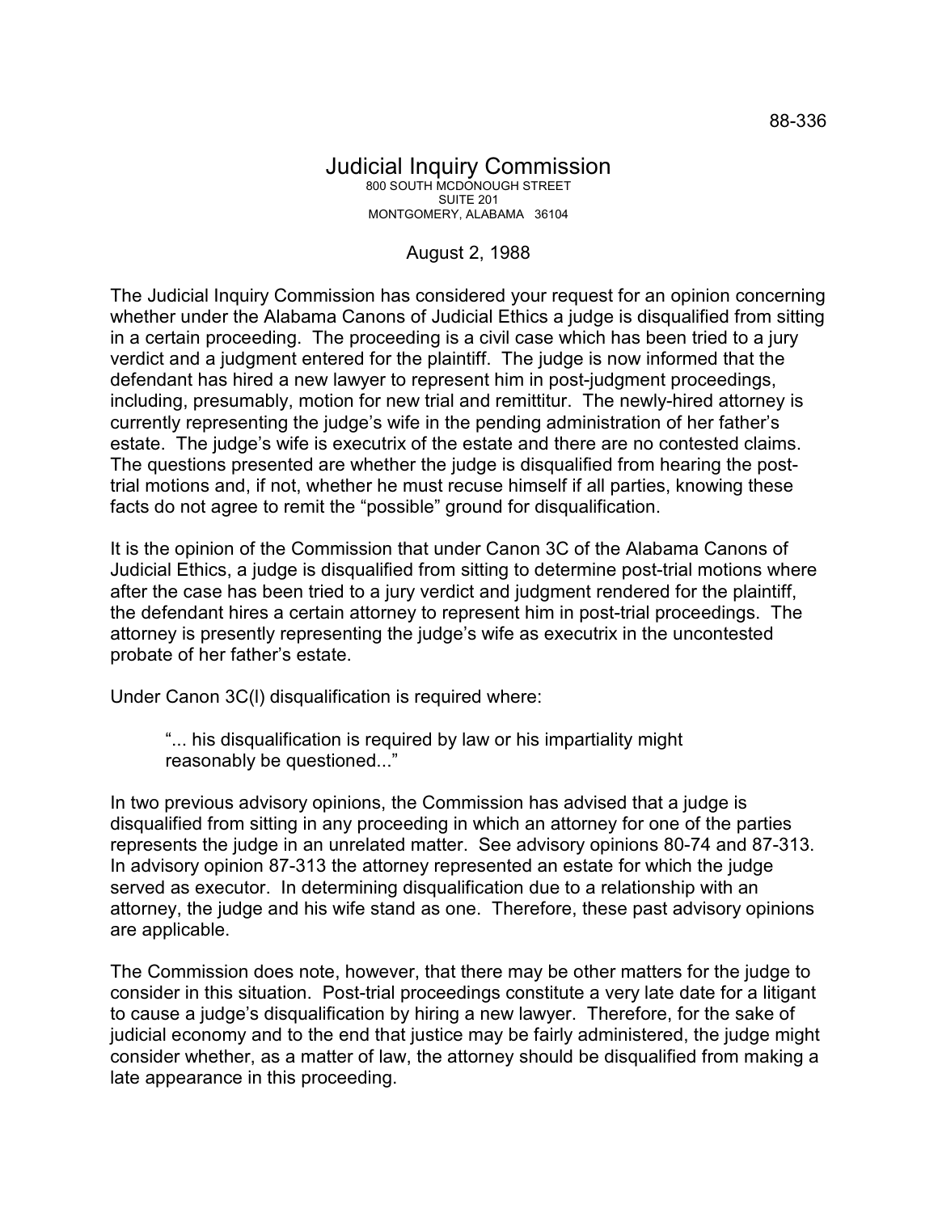88-336

# Judicial Inquiry Commission

800 SOUTH MCDONOUGH STREET
SUITE 201
MONTGOMERY, ALABAMA 36104

August 2, 1988

The Judicial Inquiry Commission has considered your request for an opinion concerning whether under the Alabama Canons of Judicial Ethics a judge is disqualified from sitting in a certain proceeding. The proceeding is a civil case which has been tried to a jury verdict and a judgment entered for the plaintiff. The judge is now informed that the defendant has hired a new lawyer to represent him in post-judgment proceedings, including, presumably, motion for new trial and remittitur. The newly-hired attorney is currently representing the judge's wife in the pending administration of her father's estate. The judge's wife is executrix of the estate and there are no contested claims. The questions presented are whether the judge is disqualified from hearing the post-trial motions and, if not, whether he must recuse himself if all parties, knowing these facts do not agree to remit the "possible" ground for disqualification.

It is the opinion of the Commission that under Canon 3C of the Alabama Canons of Judicial Ethics, a judge is disqualified from sitting to determine post-trial motions where after the case has been tried to a jury verdict and judgment rendered for the plaintiff, the defendant hires a certain attorney to represent him in post-trial proceedings. The attorney is presently representing the judge's wife as executrix in the uncontested probate of her father's estate.

Under Canon 3C(l) disqualification is required where:

> "... his disqualification is required by law or his impartiality might reasonably be questioned..."

In two previous advisory opinions, the Commission has advised that a judge is disqualified from sitting in any proceeding in which an attorney for one of the parties represents the judge in an unrelated matter. See advisory opinions 80-74 and 87-313. In advisory opinion 87-313 the attorney represented an estate for which the judge served as executor. In determining disqualification due to a relationship with an attorney, the judge and his wife stand as one. Therefore, these past advisory opinions are applicable.

The Commission does note, however, that there may be other matters for the judge to consider in this situation. Post-trial proceedings constitute a very late date for a litigant to cause a judge's disqualification by hiring a new lawyer. Therefore, for the sake of judicial economy and to the end that justice may be fairly administered, the judge might consider whether, as a matter of law, the attorney should be disqualified from making a late appearance in this proceeding.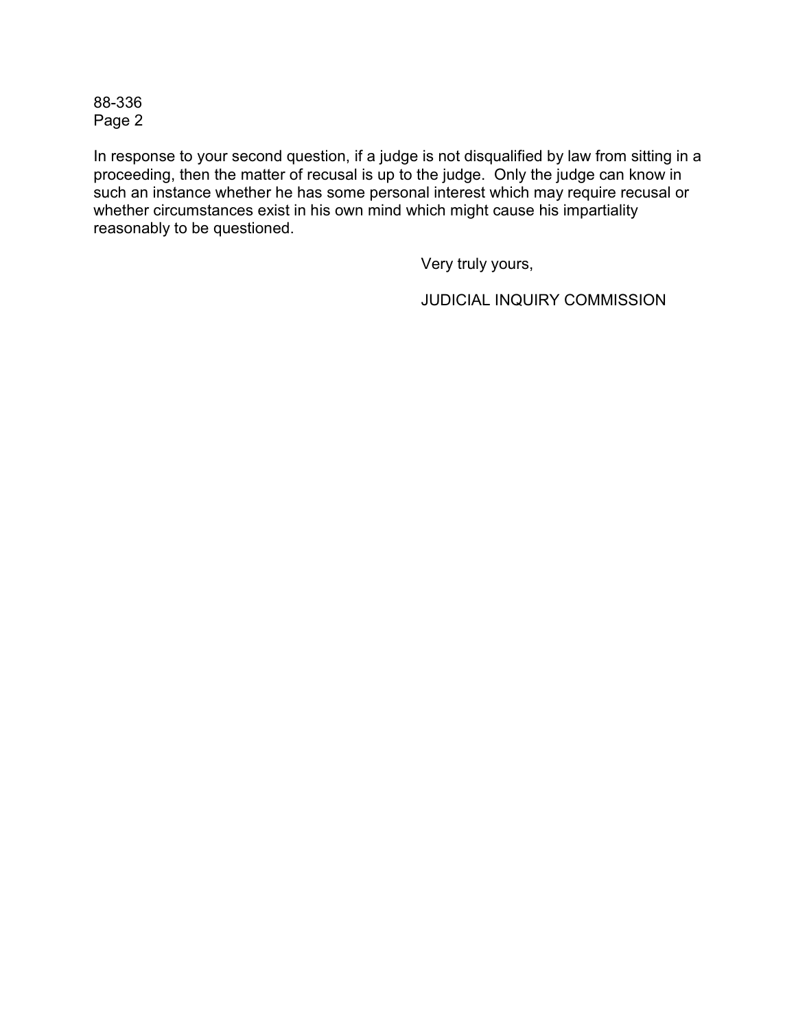In response to your second question, if a judge is not disqualified by law from sitting in a proceeding, then the matter of recusal is up to the judge. Only the judge can know in such an instance whether he has some personal interest which may require recusal or whether circumstances exist in his own mind which might cause his impartiality reasonably to be questioned.

Very truly yours,

JUDICIAL INQUIRY COMMISSION